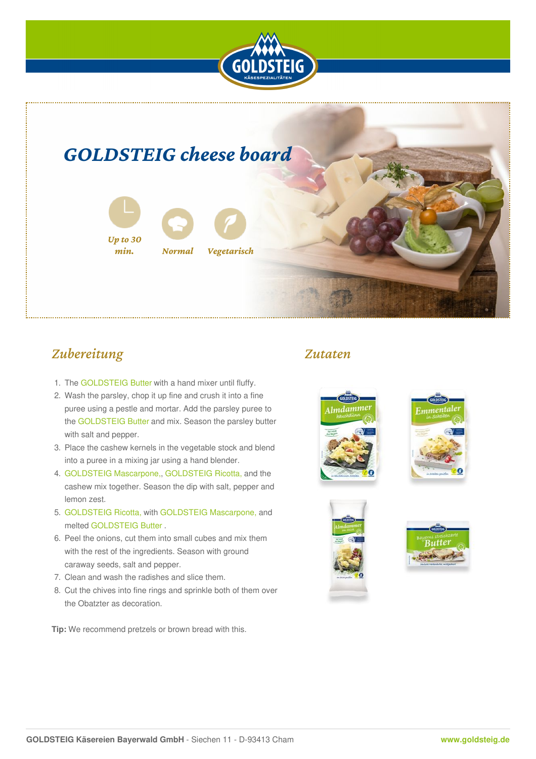# GOLDSTEIG cheese board

Up to 30 min.

Normal

Vegetarisch

## Zubereitung

1. The GOLDSTEIG Butter with a hand mixer until fluffy.
2. Wash the parsley, chop it up fine and crush it into a fine puree using a pestle and mortar. Add the parsley puree to the GOLDSTEIG Butter and mix. Season the parsley butter with salt and pepper.
3. Place the cashew kernels in the vegetable stock and blend into a puree in a mixing jar using a hand blender.
4. GOLDSTEIG Mascarpone,, GOLDSTEIG Ricotta, and the cashew mix together. Season the dip with salt, pepper and lemon zest.
5. GOLDSTEIG Ricotta, with GOLDSTEIG Mascarpone, and melted GOLDSTEIG Butter .
6. Peel the onions, cut them into small cubes and mix them with the rest of the ingredients. Season with ground caraway seeds, salt and pepper.
7. Clean and wash the radishes and slice them.
8. Cut the chives into fine rings and sprinkle both of them over the Obatzter as decoration.

**Tip:** We recommend pretzels or brown bread with this.

## Zutaten

**GOLDSTEIG Käsereien Bayerwald GmbH** - Siechen 11 - D-93413 Cham

www.goldsteig.de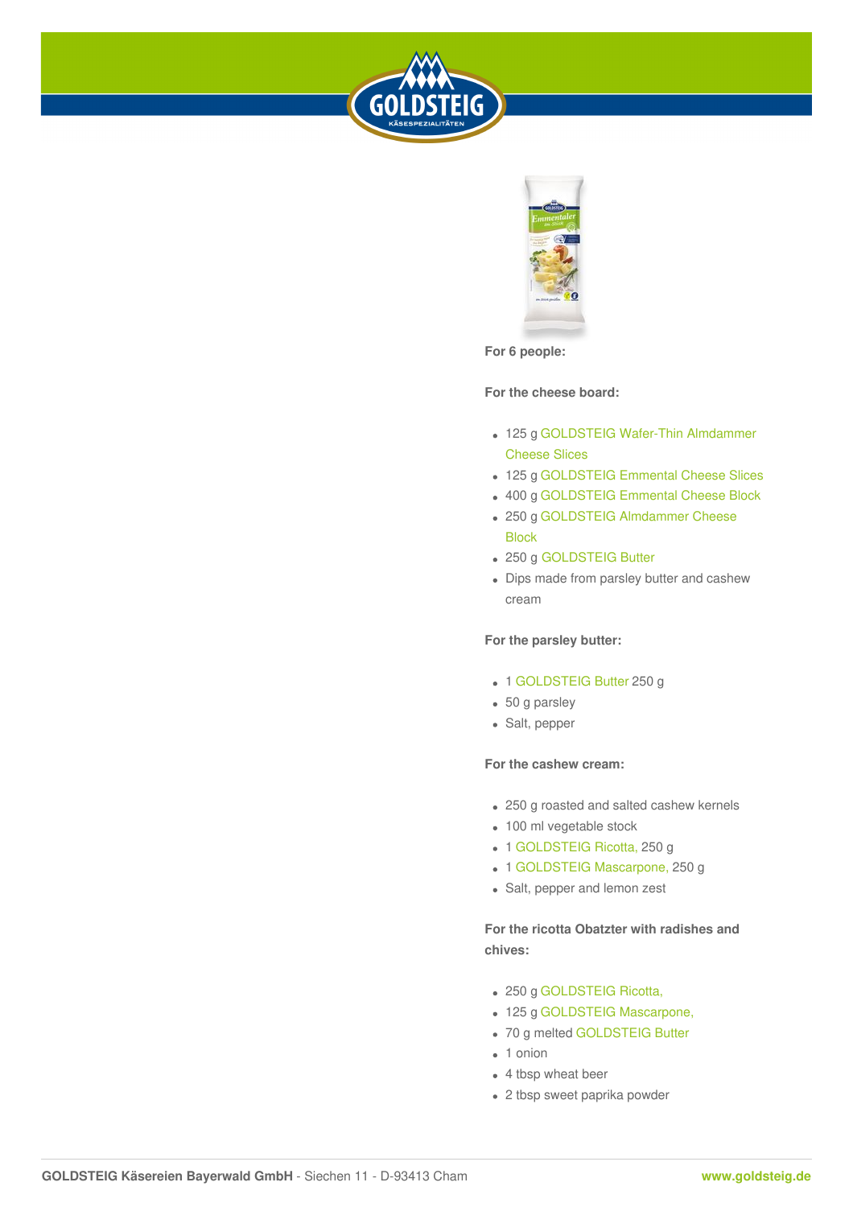**For 6 people:**

**For the cheese board:**

- 125 g GOLDSTEIG Wafer-Thin Almdammer Cheese Slices
- 125 g GOLDSTEIG Emmental Cheese Slices
- 400 g GOLDSTEIG Emmental Cheese Block
- 250 g GOLDSTEIG Almdammer Cheese Block
- 250 g GOLDSTEIG Butter
- Dips made from parsley butter and cashew cream

**For the parsley butter:**

- 1 GOLDSTEIG Butter 250 g
- 50 g parsley
- Salt, pepper

**For the cashew cream:**

- 250 g roasted and salted cashew kernels
- 100 ml vegetable stock
- 1 GOLDSTEIG Ricotta, 250 g
- 1 GOLDSTEIG Mascarpone, 250 g
- Salt, pepper and lemon zest

**For the ricotta Obatzter with radishes and chives:**

- 250 g GOLDSTEIG Ricotta,
- 125 g GOLDSTEIG Mascarpone,
- 70 g melted GOLDSTEIG Butter
- 1 onion
- 4 tbsp wheat beer
- 2 tbsp sweet paprika powder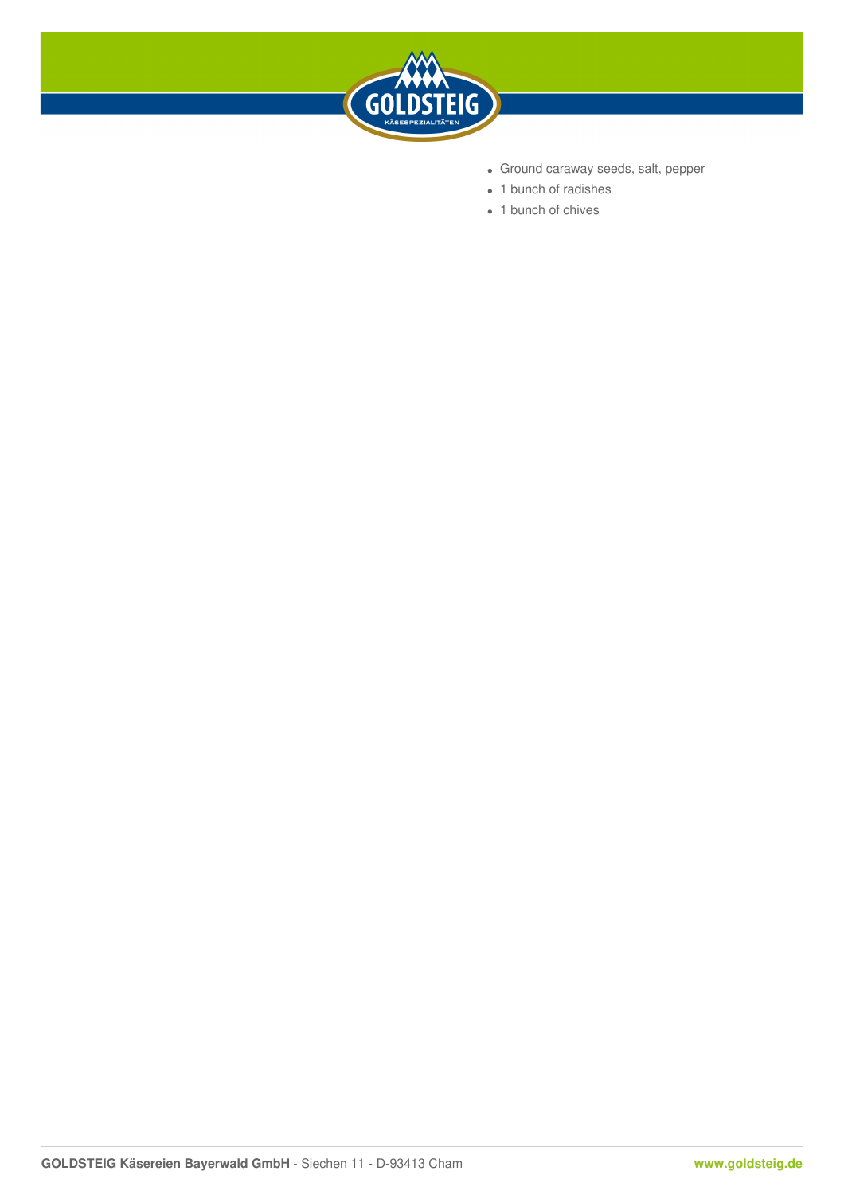- Ground caraway seeds, salt, pepper
- 1 bunch of radishes
- 1 bunch of chives